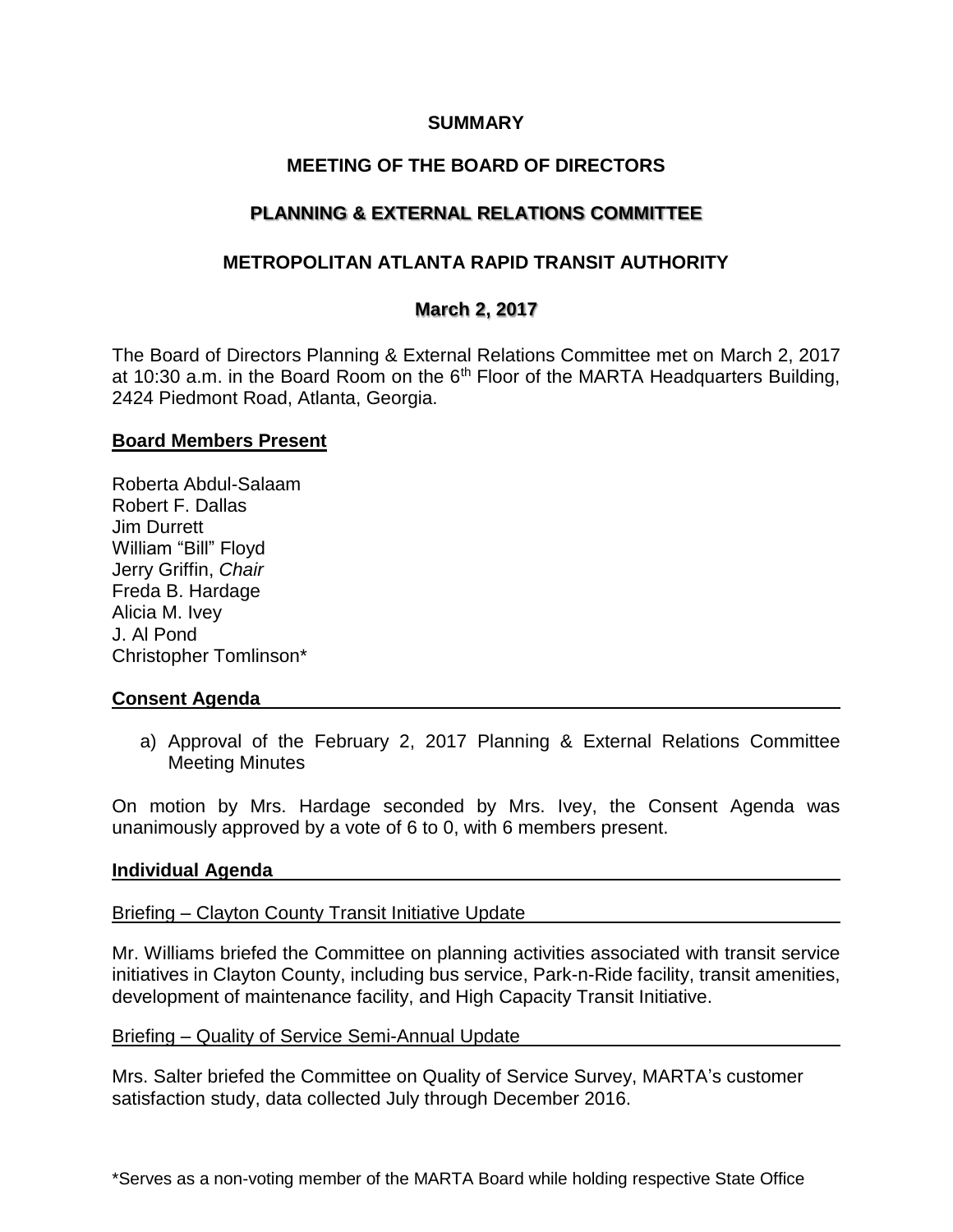**SUMMARY**

**MEETING OF THE BOARD OF DIRECTORS**

**PLANNING & EXTERNAL RELATIONS COMMITTEE**

**METROPOLITAN ATLANTA RAPID TRANSIT AUTHORITY**

**March 2, 2017**

The Board of Directors Planning & External Relations Committee met on March 2, 2017 at 10:30 a.m. in the Board Room on the 6th Floor of the MARTA Headquarters Building, 2424 Piedmont Road, Atlanta, Georgia.

**Board Members Present**

Roberta Abdul-Salaam
Robert F. Dallas
Jim Durrett
William "Bill" Floyd
Jerry Griffin, *Chair*
Freda B. Hardage
Alicia M. Ivey
J. Al Pond
Christopher Tomlinson*

**Consent Agenda**

a) Approval of the February 2, 2017 Planning & External Relations Committee Meeting Minutes

On motion by Mrs. Hardage seconded by Mrs. Ivey, the Consent Agenda was unanimously approved by a vote of 6 to 0, with 6 members present.

**Individual Agenda**

Briefing – Clayton County Transit Initiative Update

Mr. Williams briefed the Committee on planning activities associated with transit service initiatives in Clayton County, including bus service, Park-n-Ride facility, transit amenities, development of maintenance facility, and High Capacity Transit Initiative.

Briefing – Quality of Service Semi-Annual Update

Mrs. Salter briefed the Committee on Quality of Service Survey, MARTA's customer satisfaction study, data collected July through December 2016.

*Serves as a non-voting member of the MARTA Board while holding respective State Office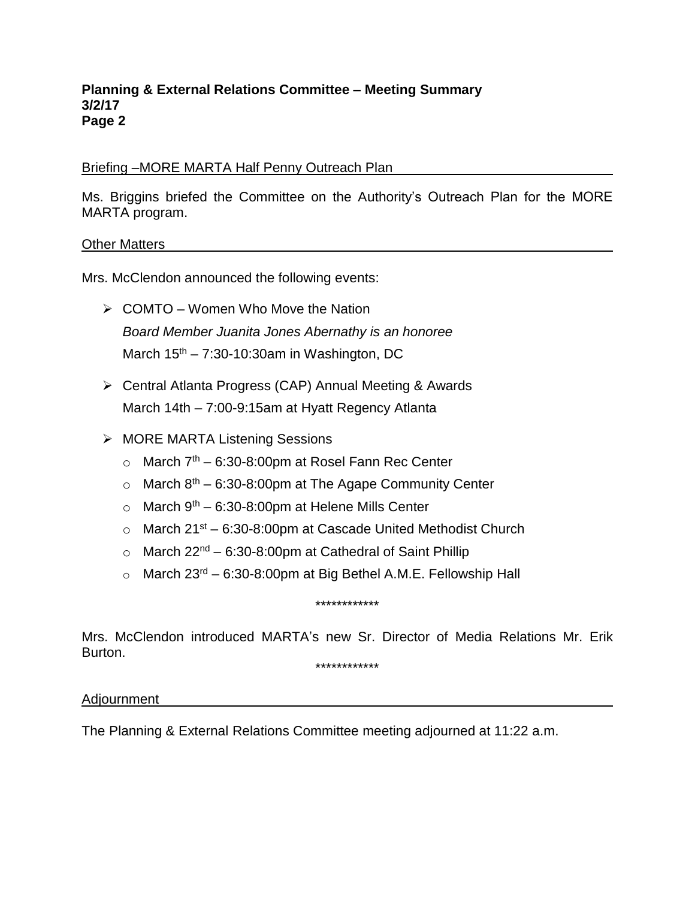Briefing –MORE MARTA Half Penny Outreach Plan

Ms. Briggins briefed the Committee on the Authority's Outreach Plan for the MORE MARTA program.

Other Matters

Mrs. McClendon announced the following events:

- COMTO – Women Who Move the Nation
  *Board Member Juanita Jones Abernathy is an honoree*
  March 15th – 7:30-10:30am in Washington, DC
- Central Atlanta Progress (CAP) Annual Meeting & Awards
  March 14th – 7:00-9:15am at Hyatt Regency Atlanta
- MORE MARTA Listening Sessions
  - March 7th – 6:30-8:00pm at Rosel Fann Rec Center
  - March 8th – 6:30-8:00pm at The Agape Community Center
  - March 9th – 6:30-8:00pm at Helene Mills Center
  - March 21st – 6:30-8:00pm at Cascade United Methodist Church
  - March 22nd – 6:30-8:00pm at Cathedral of Saint Phillip
  - March 23rd – 6:30-8:00pm at Big Bethel A.M.E. Fellowship Hall

************

Mrs. McClendon introduced MARTA's new Sr. Director of Media Relations Mr. Erik Burton.

************

Adjournment

The Planning & External Relations Committee meeting adjourned at 11:22 a.m.